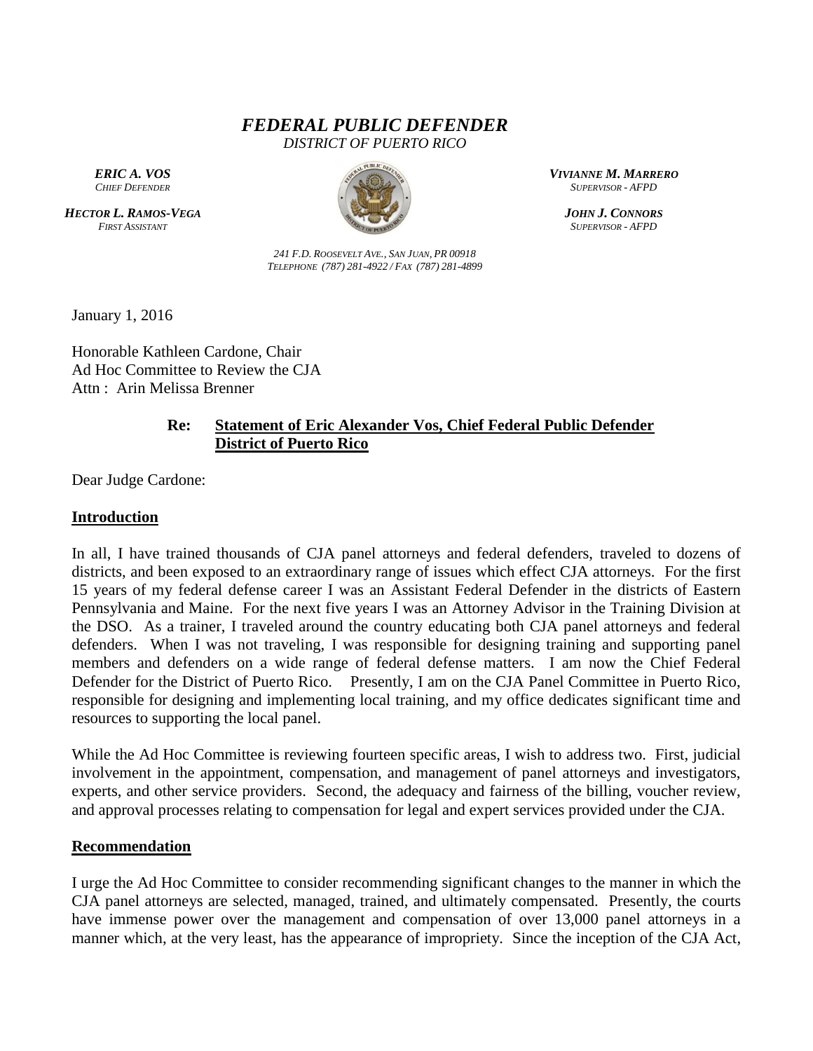# *FEDERAL PUBLIC DEFENDER*

*DISTRICT OF PUERTO RICO*

***ERIC A. VOS***
*CHIEF DEFENDER*

***HECTOR L. RAMOS-VEGA***
*FIRST ASSISTANT*

***VIVIANNE M. MARRERO***
*SUPERVISOR - AFPD*

***JOHN J. CONNORS***
*SUPERVISOR - AFPD*

*241 F.D. ROOSEVELT AVE., SAN JUAN, PR 00918*
*TELEPHONE (787) 281-4922 / FAX (787) 281-4899*

January 1, 2016

Honorable Kathleen Cardone, Chair
Ad Hoc Committee to Review the CJA
Attn : Arin Melissa Brenner

**Re: <u>Statement of Eric Alexander Vos, Chief Federal Public Defender District of Puerto Rico</u>**

Dear Judge Cardone:

**<u>Introduction</u>**

In all, I have trained thousands of CJA panel attorneys and federal defenders, traveled to dozens of districts, and been exposed to an extraordinary range of issues which effect CJA attorneys. For the first 15 years of my federal defense career I was an Assistant Federal Defender in the districts of Eastern Pennsylvania and Maine. For the next five years I was an Attorney Advisor in the Training Division at the DSO. As a trainer, I traveled around the country educating both CJA panel attorneys and federal defenders. When I was not traveling, I was responsible for designing training and supporting panel members and defenders on a wide range of federal defense matters. I am now the Chief Federal Defender for the District of Puerto Rico. Presently, I am on the CJA Panel Committee in Puerto Rico, responsible for designing and implementing local training, and my office dedicates significant time and resources to supporting the local panel.

While the Ad Hoc Committee is reviewing fourteen specific areas, I wish to address two. First, judicial involvement in the appointment, compensation, and management of panel attorneys and investigators, experts, and other service providers. Second, the adequacy and fairness of the billing, voucher review, and approval processes relating to compensation for legal and expert services provided under the CJA.

**<u>Recommendation</u>**

I urge the Ad Hoc Committee to consider recommending significant changes to the manner in which the CJA panel attorneys are selected, managed, trained, and ultimately compensated. Presently, the courts have immense power over the management and compensation of over 13,000 panel attorneys in a manner which, at the very least, has the appearance of impropriety. Since the inception of the CJA Act,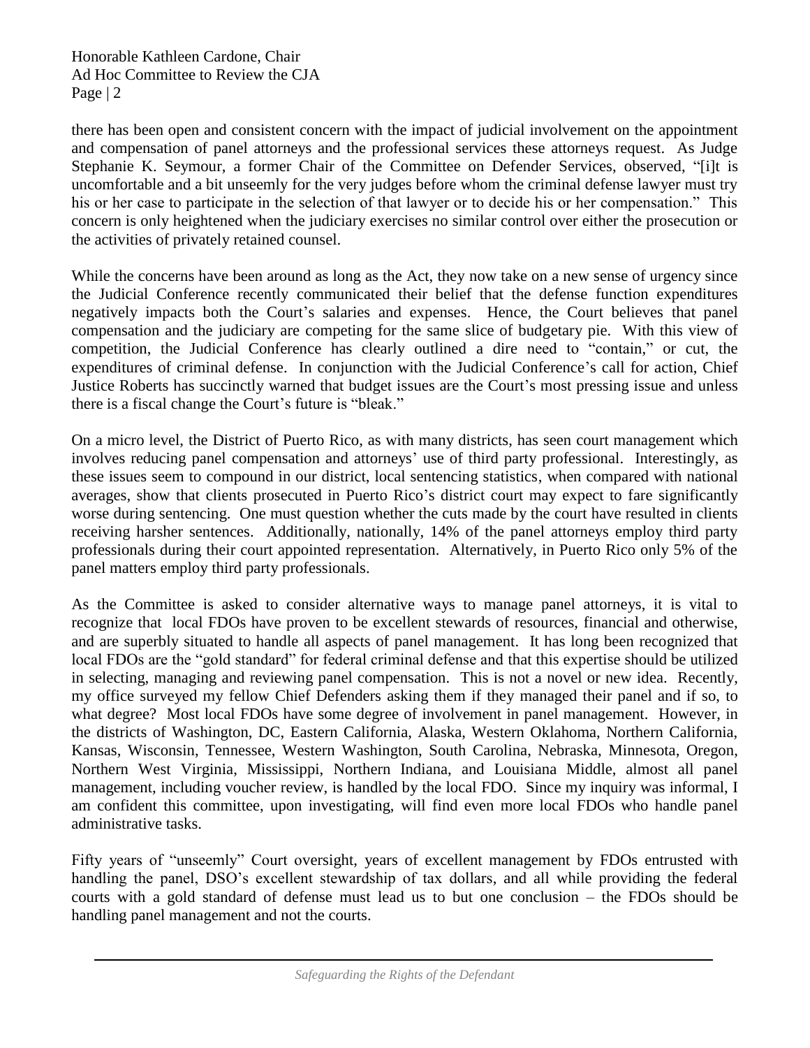there has been open and consistent concern with the impact of judicial involvement on the appointment and compensation of panel attorneys and the professional services these attorneys request. As Judge Stephanie K. Seymour, a former Chair of the Committee on Defender Services, observed, "[i]t is uncomfortable and a bit unseemly for the very judges before whom the criminal defense lawyer must try his or her case to participate in the selection of that lawyer or to decide his or her compensation." This concern is only heightened when the judiciary exercises no similar control over either the prosecution or the activities of privately retained counsel.

While the concerns have been around as long as the Act, they now take on a new sense of urgency since the Judicial Conference recently communicated their belief that the defense function expenditures negatively impacts both the Court's salaries and expenses. Hence, the Court believes that panel compensation and the judiciary are competing for the same slice of budgetary pie. With this view of competition, the Judicial Conference has clearly outlined a dire need to "contain," or cut, the expenditures of criminal defense. In conjunction with the Judicial Conference's call for action, Chief Justice Roberts has succinctly warned that budget issues are the Court's most pressing issue and unless there is a fiscal change the Court's future is "bleak."

On a micro level, the District of Puerto Rico, as with many districts, has seen court management which involves reducing panel compensation and attorneys' use of third party professional. Interestingly, as these issues seem to compound in our district, local sentencing statistics, when compared with national averages, show that clients prosecuted in Puerto Rico's district court may expect to fare significantly worse during sentencing. One must question whether the cuts made by the court have resulted in clients receiving harsher sentences. Additionally, nationally, 14% of the panel attorneys employ third party professionals during their court appointed representation. Alternatively, in Puerto Rico only 5% of the panel matters employ third party professionals.

As the Committee is asked to consider alternative ways to manage panel attorneys, it is vital to recognize that local FDOs have proven to be excellent stewards of resources, financial and otherwise, and are superbly situated to handle all aspects of panel management. It has long been recognized that local FDOs are the "gold standard" for federal criminal defense and that this expertise should be utilized in selecting, managing and reviewing panel compensation. This is not a novel or new idea. Recently, my office surveyed my fellow Chief Defenders asking them if they managed their panel and if so, to what degree? Most local FDOs have some degree of involvement in panel management. However, in the districts of Washington, DC, Eastern California, Alaska, Western Oklahoma, Northern California, Kansas, Wisconsin, Tennessee, Western Washington, South Carolina, Nebraska, Minnesota, Oregon, Northern West Virginia, Mississippi, Northern Indiana, and Louisiana Middle, almost all panel management, including voucher review, is handled by the local FDO. Since my inquiry was informal, I am confident this committee, upon investigating, will find even more local FDOs who handle panel administrative tasks.

Fifty years of "unseemly" Court oversight, years of excellent management by FDOs entrusted with handling the panel, DSO's excellent stewardship of tax dollars, and all while providing the federal courts with a gold standard of defense must lead us to but one conclusion – the FDOs should be handling panel management and not the courts.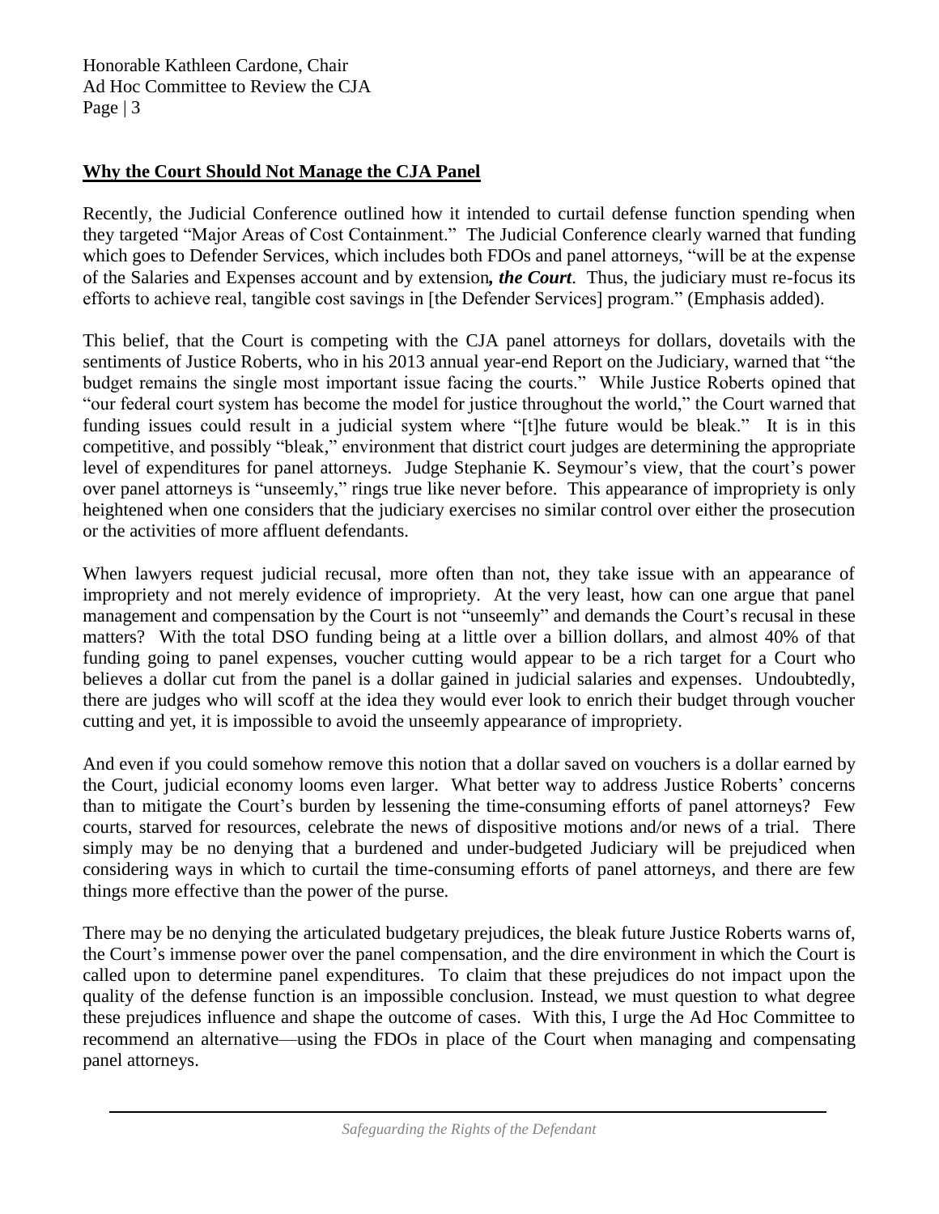## **Why the Court Should Not Manage the CJA Panel**

Recently, the Judicial Conference outlined how it intended to curtail defense function spending when they targeted "Major Areas of Cost Containment." The Judicial Conference clearly warned that funding which goes to Defender Services, which includes both FDOs and panel attorneys, "will be at the expense of the Salaries and Expenses account and by extension***, the Court***. Thus, the judiciary must re-focus its efforts to achieve real, tangible cost savings in [the Defender Services] program." (Emphasis added).

This belief, that the Court is competing with the CJA panel attorneys for dollars, dovetails with the sentiments of Justice Roberts, who in his 2013 annual year-end Report on the Judiciary, warned that "the budget remains the single most important issue facing the courts." While Justice Roberts opined that "our federal court system has become the model for justice throughout the world," the Court warned that funding issues could result in a judicial system where "[t]he future would be bleak." It is in this competitive, and possibly "bleak," environment that district court judges are determining the appropriate level of expenditures for panel attorneys. Judge Stephanie K. Seymour's view, that the court's power over panel attorneys is "unseemly," rings true like never before. This appearance of impropriety is only heightened when one considers that the judiciary exercises no similar control over either the prosecution or the activities of more affluent defendants.

When lawyers request judicial recusal, more often than not, they take issue with an appearance of impropriety and not merely evidence of impropriety. At the very least, how can one argue that panel management and compensation by the Court is not "unseemly" and demands the Court's recusal in these matters? With the total DSO funding being at a little over a billion dollars, and almost 40% of that funding going to panel expenses, voucher cutting would appear to be a rich target for a Court who believes a dollar cut from the panel is a dollar gained in judicial salaries and expenses. Undoubtedly, there are judges who will scoff at the idea they would ever look to enrich their budget through voucher cutting and yet, it is impossible to avoid the unseemly appearance of impropriety.

And even if you could somehow remove this notion that a dollar saved on vouchers is a dollar earned by the Court, judicial economy looms even larger. What better way to address Justice Roberts' concerns than to mitigate the Court's burden by lessening the time-consuming efforts of panel attorneys? Few courts, starved for resources, celebrate the news of dispositive motions and/or news of a trial. There simply may be no denying that a burdened and under-budgeted Judiciary will be prejudiced when considering ways in which to curtail the time-consuming efforts of panel attorneys, and there are few things more effective than the power of the purse.

There may be no denying the articulated budgetary prejudices, the bleak future Justice Roberts warns of, the Court's immense power over the panel compensation, and the dire environment in which the Court is called upon to determine panel expenditures. To claim that these prejudices do not impact upon the quality of the defense function is an impossible conclusion. Instead, we must question to what degree these prejudices influence and shape the outcome of cases. With this, I urge the Ad Hoc Committee to recommend an alternative—using the FDOs in place of the Court when managing and compensating panel attorneys.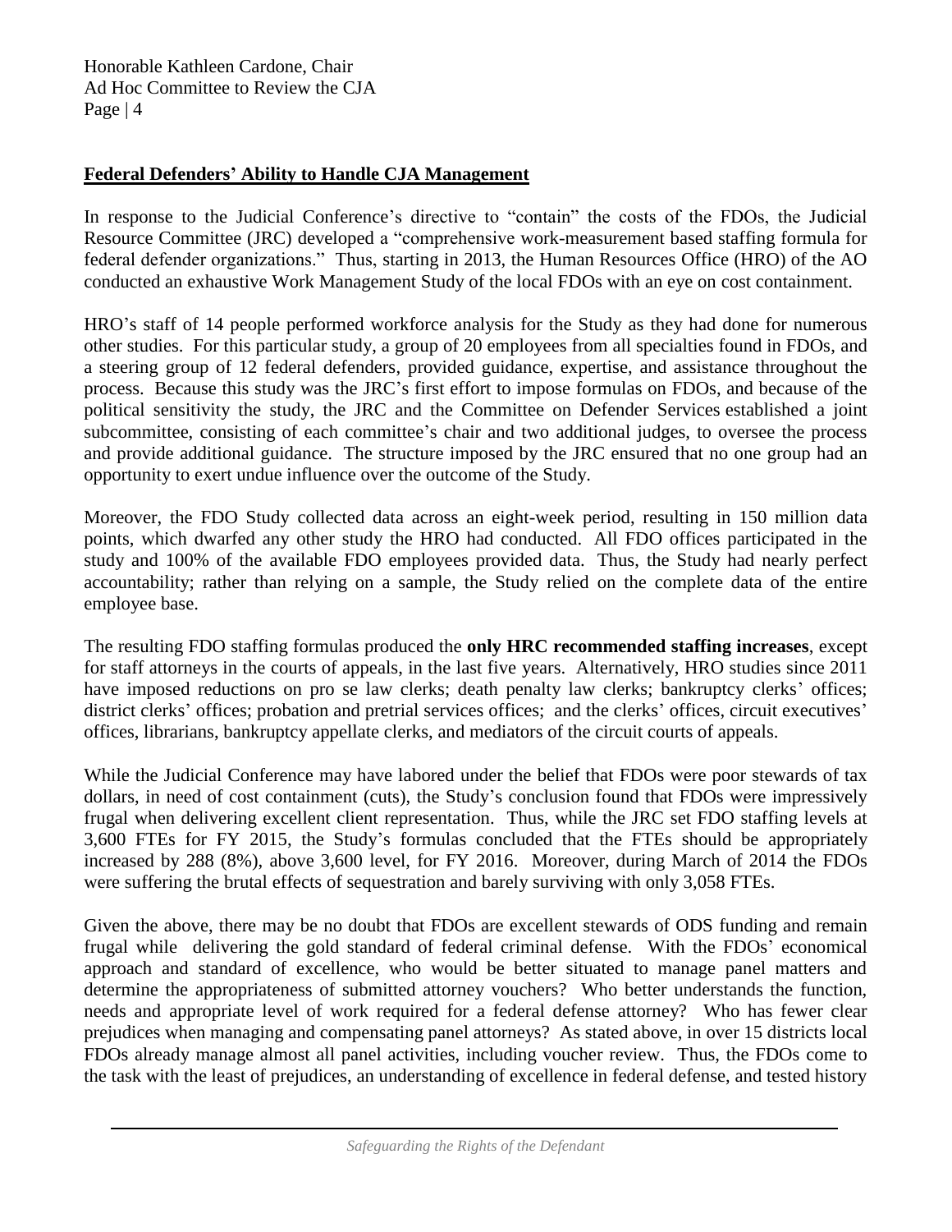**Federal Defenders' Ability to Handle CJA Management**

In response to the Judicial Conference's directive to "contain" the costs of the FDOs, the Judicial Resource Committee (JRC) developed a "comprehensive work-measurement based staffing formula for federal defender organizations." Thus, starting in 2013, the Human Resources Office (HRO) of the AO conducted an exhaustive Work Management Study of the local FDOs with an eye on cost containment.

HRO's staff of 14 people performed workforce analysis for the Study as they had done for numerous other studies. For this particular study, a group of 20 employees from all specialties found in FDOs, and a steering group of 12 federal defenders, provided guidance, expertise, and assistance throughout the process. Because this study was the JRC's first effort to impose formulas on FDOs, and because of the political sensitivity the study, the JRC and the Committee on Defender Services established a joint subcommittee, consisting of each committee's chair and two additional judges, to oversee the process and provide additional guidance. The structure imposed by the JRC ensured that no one group had an opportunity to exert undue influence over the outcome of the Study.

Moreover, the FDO Study collected data across an eight-week period, resulting in 150 million data points, which dwarfed any other study the HRO had conducted. All FDO offices participated in the study and 100% of the available FDO employees provided data. Thus, the Study had nearly perfect accountability; rather than relying on a sample, the Study relied on the complete data of the entire employee base.

The resulting FDO staffing formulas produced the **only HRC recommended staffing increases**, except for staff attorneys in the courts of appeals, in the last five years. Alternatively, HRO studies since 2011 have imposed reductions on pro se law clerks; death penalty law clerks; bankruptcy clerks' offices; district clerks' offices; probation and pretrial services offices; and the clerks' offices, circuit executives' offices, librarians, bankruptcy appellate clerks, and mediators of the circuit courts of appeals.

While the Judicial Conference may have labored under the belief that FDOs were poor stewards of tax dollars, in need of cost containment (cuts), the Study's conclusion found that FDOs were impressively frugal when delivering excellent client representation. Thus, while the JRC set FDO staffing levels at 3,600 FTEs for FY 2015, the Study's formulas concluded that the FTEs should be appropriately increased by 288 (8%), above 3,600 level, for FY 2016. Moreover, during March of 2014 the FDOs were suffering the brutal effects of sequestration and barely surviving with only 3,058 FTEs.

Given the above, there may be no doubt that FDOs are excellent stewards of ODS funding and remain frugal while delivering the gold standard of federal criminal defense. With the FDOs' economical approach and standard of excellence, who would be better situated to manage panel matters and determine the appropriateness of submitted attorney vouchers? Who better understands the function, needs and appropriate level of work required for a federal defense attorney? Who has fewer clear prejudices when managing and compensating panel attorneys? As stated above, in over 15 districts local FDOs already manage almost all panel activities, including voucher review. Thus, the FDOs come to the task with the least of prejudices, an understanding of excellence in federal defense, and tested history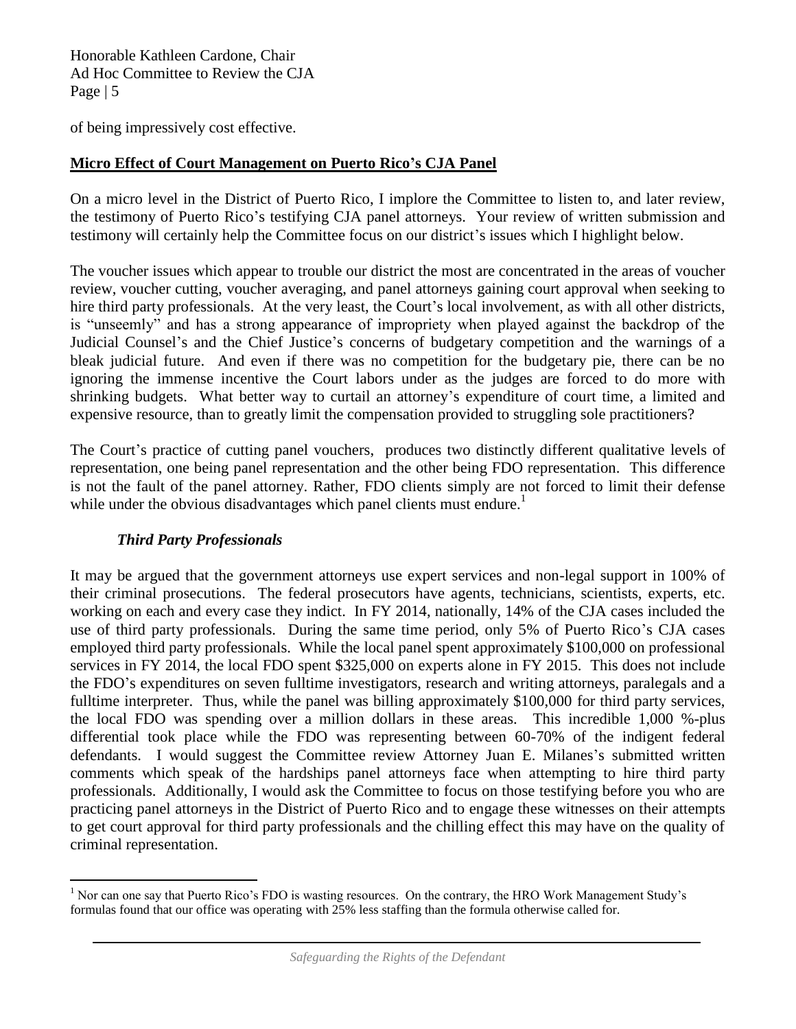of being impressively cost effective.

**Micro Effect of Court Management on Puerto Rico's CJA Panel**

On a micro level in the District of Puerto Rico, I implore the Committee to listen to, and later review, the testimony of Puerto Rico's testifying CJA panel attorneys. Your review of written submission and testimony will certainly help the Committee focus on our district's issues which I highlight below.

The voucher issues which appear to trouble our district the most are concentrated in the areas of voucher review, voucher cutting, voucher averaging, and panel attorneys gaining court approval when seeking to hire third party professionals. At the very least, the Court's local involvement, as with all other districts, is "unseemly" and has a strong appearance of impropriety when played against the backdrop of the Judicial Counsel's and the Chief Justice's concerns of budgetary competition and the warnings of a bleak judicial future. And even if there was no competition for the budgetary pie, there can be no ignoring the immense incentive the Court labors under as the judges are forced to do more with shrinking budgets. What better way to curtail an attorney's expenditure of court time, a limited and expensive resource, than to greatly limit the compensation provided to struggling sole practitioners?

The Court's practice of cutting panel vouchers, produces two distinctly different qualitative levels of representation, one being panel representation and the other being FDO representation. This difference is not the fault of the panel attorney. Rather, FDO clients simply are not forced to limit their defense while under the obvious disadvantages which panel clients must endure.[1]

### *Third Party Professionals*

It may be argued that the government attorneys use expert services and non-legal support in 100% of their criminal prosecutions. The federal prosecutors have agents, technicians, scientists, experts, etc. working on each and every case they indict. In FY 2014, nationally, 14% of the CJA cases included the use of third party professionals. During the same time period, only 5% of Puerto Rico's CJA cases employed third party professionals. While the local panel spent approximately $100,000 on professional services in FY 2014, the local FDO spent $325,000 on experts alone in FY 2015. This does not include the FDO's expenditures on seven fulltime investigators, research and writing attorneys, paralegals and a fulltime interpreter. Thus, while the panel was billing approximately $100,000 for third party services, the local FDO was spending over a million dollars in these areas. This incredible 1,000 %-plus differential took place while the FDO was representing between 60-70% of the indigent federal defendants. I would suggest the Committee review Attorney Juan E. Milanes's submitted written comments which speak of the hardships panel attorneys face when attempting to hire third party professionals. Additionally, I would ask the Committee to focus on those testifying before you who are practicing panel attorneys in the District of Puerto Rico and to engage these witnesses on their attempts to get court approval for third party professionals and the chilling effect this may have on the quality of criminal representation.

[1] Nor can one say that Puerto Rico's FDO is wasting resources. On the contrary, the HRO Work Management Study's formulas found that our office was operating with 25% less staffing than the formula otherwise called for.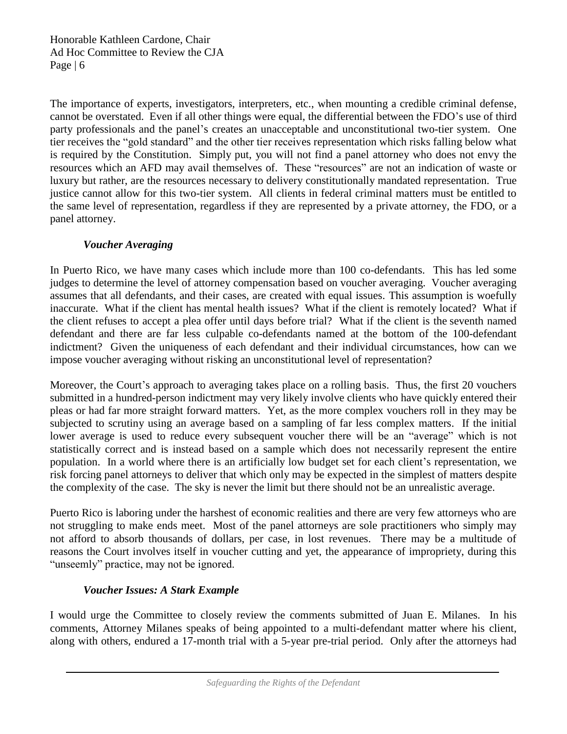The importance of experts, investigators, interpreters, etc., when mounting a credible criminal defense, cannot be overstated. Even if all other things were equal, the differential between the FDO's use of third party professionals and the panel's creates an unacceptable and unconstitutional two-tier system. One tier receives the "gold standard" and the other tier receives representation which risks falling below what is required by the Constitution. Simply put, you will not find a panel attorney who does not envy the resources which an AFD may avail themselves of. These "resources" are not an indication of waste or luxury but rather, are the resources necessary to delivery constitutionally mandated representation. True justice cannot allow for this two-tier system. All clients in federal criminal matters must be entitled to the same level of representation, regardless if they are represented by a private attorney, the FDO, or a panel attorney.

### *Voucher Averaging*

In Puerto Rico, we have many cases which include more than 100 co-defendants. This has led some judges to determine the level of attorney compensation based on voucher averaging. Voucher averaging assumes that all defendants, and their cases, are created with equal issues. This assumption is woefully inaccurate. What if the client has mental health issues? What if the client is remotely located? What if the client refuses to accept a plea offer until days before trial? What if the client is the seventh named defendant and there are far less culpable co-defendants named at the bottom of the 100-defendant indictment? Given the uniqueness of each defendant and their individual circumstances, how can we impose voucher averaging without risking an unconstitutional level of representation?

Moreover, the Court's approach to averaging takes place on a rolling basis. Thus, the first 20 vouchers submitted in a hundred-person indictment may very likely involve clients who have quickly entered their pleas or had far more straight forward matters. Yet, as the more complex vouchers roll in they may be subjected to scrutiny using an average based on a sampling of far less complex matters. If the initial lower average is used to reduce every subsequent voucher there will be an "average" which is not statistically correct and is instead based on a sample which does not necessarily represent the entire population. In a world where there is an artificially low budget set for each client's representation, we risk forcing panel attorneys to deliver that which only may be expected in the simplest of matters despite the complexity of the case. The sky is never the limit but there should not be an unrealistic average.

Puerto Rico is laboring under the harshest of economic realities and there are very few attorneys who are not struggling to make ends meet. Most of the panel attorneys are sole practitioners who simply may not afford to absorb thousands of dollars, per case, in lost revenues. There may be a multitude of reasons the Court involves itself in voucher cutting and yet, the appearance of impropriety, during this "unseemly" practice, may not be ignored.

### *Voucher Issues: A Stark Example*

I would urge the Committee to closely review the comments submitted of Juan E. Milanes. In his comments, Attorney Milanes speaks of being appointed to a multi-defendant matter where his client, along with others, endured a 17-month trial with a 5-year pre-trial period. Only after the attorneys had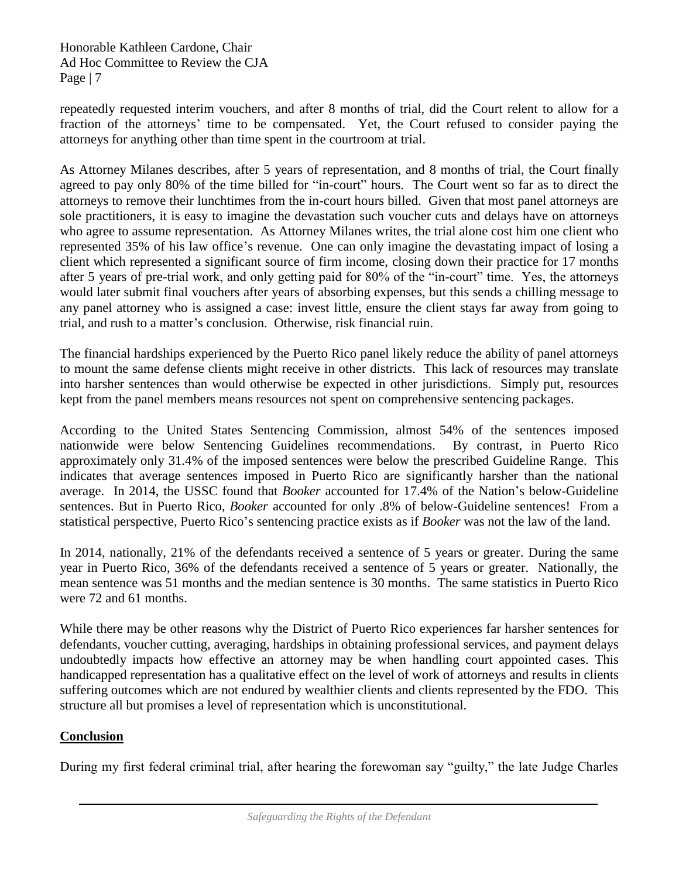repeatedly requested interim vouchers, and after 8 months of trial, did the Court relent to allow for a fraction of the attorneys' time to be compensated. Yet, the Court refused to consider paying the attorneys for anything other than time spent in the courtroom at trial.

As Attorney Milanes describes, after 5 years of representation, and 8 months of trial, the Court finally agreed to pay only 80% of the time billed for "in-court" hours. The Court went so far as to direct the attorneys to remove their lunchtimes from the in-court hours billed. Given that most panel attorneys are sole practitioners, it is easy to imagine the devastation such voucher cuts and delays have on attorneys who agree to assume representation. As Attorney Milanes writes, the trial alone cost him one client who represented 35% of his law office's revenue. One can only imagine the devastating impact of losing a client which represented a significant source of firm income, closing down their practice for 17 months after 5 years of pre-trial work, and only getting paid for 80% of the "in-court" time. Yes, the attorneys would later submit final vouchers after years of absorbing expenses, but this sends a chilling message to any panel attorney who is assigned a case: invest little, ensure the client stays far away from going to trial, and rush to a matter's conclusion. Otherwise, risk financial ruin.

The financial hardships experienced by the Puerto Rico panel likely reduce the ability of panel attorneys to mount the same defense clients might receive in other districts. This lack of resources may translate into harsher sentences than would otherwise be expected in other jurisdictions. Simply put, resources kept from the panel members means resources not spent on comprehensive sentencing packages.

According to the United States Sentencing Commission, almost 54% of the sentences imposed nationwide were below Sentencing Guidelines recommendations. By contrast, in Puerto Rico approximately only 31.4% of the imposed sentences were below the prescribed Guideline Range. This indicates that average sentences imposed in Puerto Rico are significantly harsher than the national average. In 2014, the USSC found that *Booker* accounted for 17.4% of the Nation's below-Guideline sentences. But in Puerto Rico, *Booker* accounted for only .8% of below-Guideline sentences! From a statistical perspective, Puerto Rico's sentencing practice exists as if *Booker* was not the law of the land.

In 2014, nationally, 21% of the defendants received a sentence of 5 years or greater. During the same year in Puerto Rico, 36% of the defendants received a sentence of 5 years or greater. Nationally, the mean sentence was 51 months and the median sentence is 30 months. The same statistics in Puerto Rico were 72 and 61 months.

While there may be other reasons why the District of Puerto Rico experiences far harsher sentences for defendants, voucher cutting, averaging, hardships in obtaining professional services, and payment delays undoubtedly impacts how effective an attorney may be when handling court appointed cases. This handicapped representation has a qualitative effect on the level of work of attorneys and results in clients suffering outcomes which are not endured by wealthier clients and clients represented by the FDO. This structure all but promises a level of representation which is unconstitutional.

## Conclusion

During my first federal criminal trial, after hearing the forewoman say "guilty," the late Judge Charles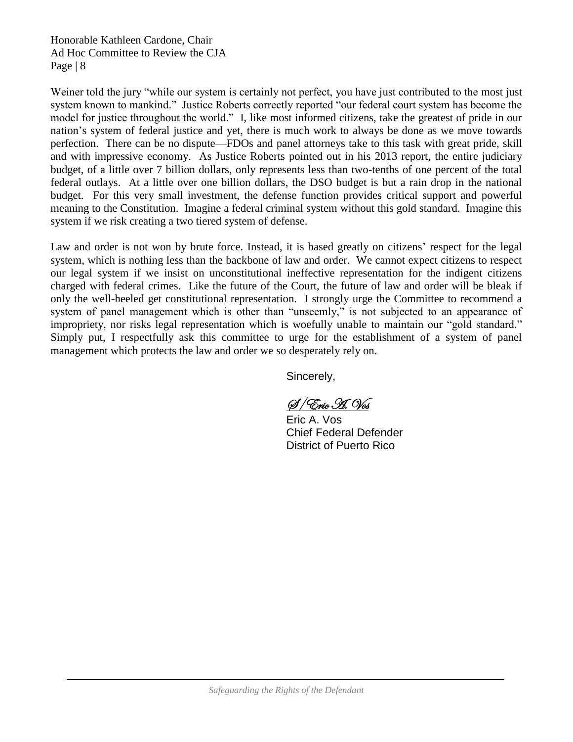Weiner told the jury "while our system is certainly not perfect, you have just contributed to the most just system known to mankind." Justice Roberts correctly reported "our federal court system has become the model for justice throughout the world." I, like most informed citizens, take the greatest of pride in our nation's system of federal justice and yet, there is much work to always be done as we move towards perfection. There can be no dispute—FDOs and panel attorneys take to this task with great pride, skill and with impressive economy. As Justice Roberts pointed out in his 2013 report, the entire judiciary budget, of a little over 7 billion dollars, only represents less than two-tenths of one percent of the total federal outlays. At a little over one billion dollars, the DSO budget is but a rain drop in the national budget. For this very small investment, the defense function provides critical support and powerful meaning to the Constitution. Imagine a federal criminal system without this gold standard. Imagine this system if we risk creating a two tiered system of defense.

Law and order is not won by brute force. Instead, it is based greatly on citizens' respect for the legal system, which is nothing less than the backbone of law and order. We cannot expect citizens to respect our legal system if we insist on unconstitutional ineffective representation for the indigent citizens charged with federal crimes. Like the future of the Court, the future of law and order will be bleak if only the well-heeled get constitutional representation. I strongly urge the Committee to recommend a system of panel management which is other than "unseemly," is not subjected to an appearance of impropriety, nor risks legal representation which is woefully unable to maintain our "gold standard." Simply put, I respectfully ask this committee to urge for the establishment of a system of panel management which protects the law and order we so desperately rely on.

Sincerely,

S/Eric A. Vos

Eric A. Vos
Chief Federal Defender
District of Puerto Rico

*Safeguarding the Rights of the Defendant*